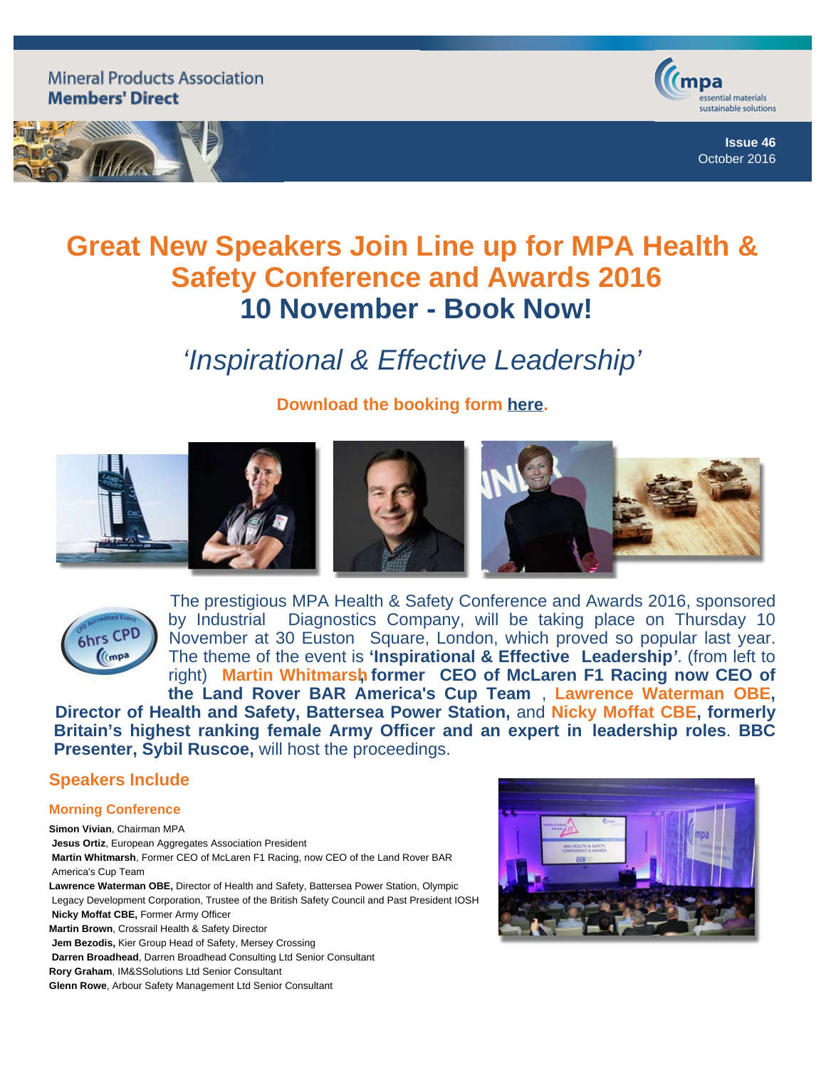Mineral Products Association
**Members' Direct**

**Issue 46**
October 2016

# Great New Speakers Join Line up for MPA Health & Safety Conference and Awards 2016
# 10 November - Book Now!

## *'Inspirational & Effective Leadership'*

**Download the booking form here.**

The prestigious MPA Health & Safety Conference and Awards 2016, sponsored by Industrial Diagnostics Company, will be taking place on Thursday 10 November at 30 Euston Square, London, which proved so popular last year. The theme of the event is **'Inspirational & Effective Leadership'**. (from left to right) **Martin Whitmarsh, former CEO of McLaren F1 Racing now CEO of the Land Rover BAR America's Cup Team** , **Lawrence Waterman OBE, Director of Health and Safety, Battersea Power Station,** and **Nicky Moffat CBE, formerly Britain's highest ranking female Army Officer and an expert in leadership roles**. **BBC Presenter, Sybil Ruscoe,** will host the proceedings.

## Speakers Include

### Morning Conference

**Simon Vivian**, Chairman MPA
**Jesus Ortiz**, European Aggregates Association President
**Martin Whitmarsh**, Former CEO of McLaren F1 Racing, now CEO of the Land Rover BAR America's Cup Team
**Lawrence Waterman OBE,** Director of Health and Safety, Battersea Power Station, Olympic Legacy Development Corporation, Trustee of the British Safety Council and Past President IOSH
**Nicky Moffat CBE,** Former Army Officer
**Martin Brown**, Crossrail Health & Safety Director
**Jem Bezodis,** Kier Group Head of Safety, Mersey Crossing
**Darren Broadhead**, Darren Broadhead Consulting Ltd Senior Consultant
**Rory Graham**, IM&SSolutions Ltd Senior Consultant
**Glenn Rowe**, Arbour Safety Management Ltd Senior Consultant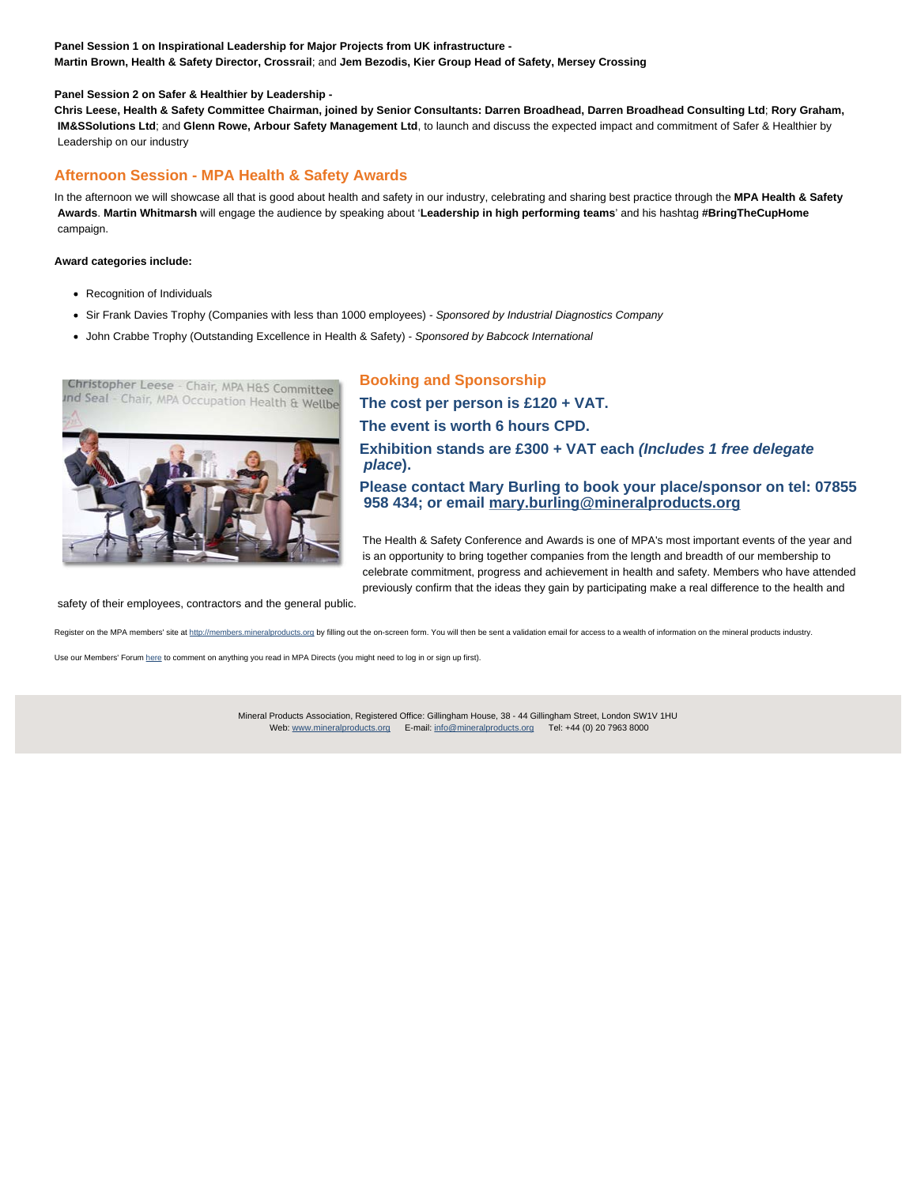**Panel Session 1 on Inspirational Leadership for Major Projects from UK infrastructure -**
**Martin Brown, Health & Safety Director, Crossrail**; and **Jem Bezodis, Kier Group Head of Safety, Mersey Crossing**

**Panel Session 2 on Safer & Healthier by Leadership -**
**Chris Leese, Health & Safety Committee Chairman, joined by Senior Consultants: Darren Broadhead, Darren Broadhead Consulting Ltd**; **Rory Graham, IM&SSolutions Ltd**; and **Glenn Rowe, Arbour Safety Management Ltd**, to launch and discuss the expected impact and commitment of Safer & Healthier by Leadership on our industry

## Afternoon Session - MPA Health & Safety Awards

In the afternoon we will showcase all that is good about health and safety in our industry, celebrating and sharing best practice through the **MPA Health & Safety Awards**. **Martin Whitmarsh** will engage the audience by speaking about '**Leadership in high performing teams**' and his hashtag **#BringTheCupHome** campaign.

**Award categories include:**

- Recognition of Individuals
- Sir Frank Davies Trophy (Companies with less than 1000 employees) - *Sponsored by Industrial Diagnostics Company*
- John Crabbe Trophy (Outstanding Excellence in Health & Safety) - *Sponsored by Babcock International*

## Booking and Sponsorship

**The cost per person is £120 + VAT.**

**The event is worth 6 hours CPD.**

**Exhibition stands are £300 + VAT each *(Includes 1 free delegate place*).**

**Please contact Mary Burling to book your place/sponsor on tel: 07855 958 434; or email mary.burling@mineralproducts.org**

The Health & Safety Conference and Awards is one of MPA's most important events of the year and is an opportunity to bring together companies from the length and breadth of our membership to celebrate commitment, progress and achievement in health and safety. Members who have attended previously confirm that the ideas they gain by participating make a real difference to the health and safety of their employees, contractors and the general public.

Register on the MPA members' site at http://members.mineralproducts.org by filling out the on-screen form. You will then be sent a validation email for access to a wealth of information on the mineral products industry.

Use our Members' Forum here to comment on anything you read in MPA Directs (you might need to log in or sign up first).

Mineral Products Association, Registered Office: Gillingham House, 38 - 44 Gillingham Street, London SW1V 1HU
Web: www.mineralproducts.org E-mail: info@mineralproducts.org Tel: +44 (0) 20 7963 8000